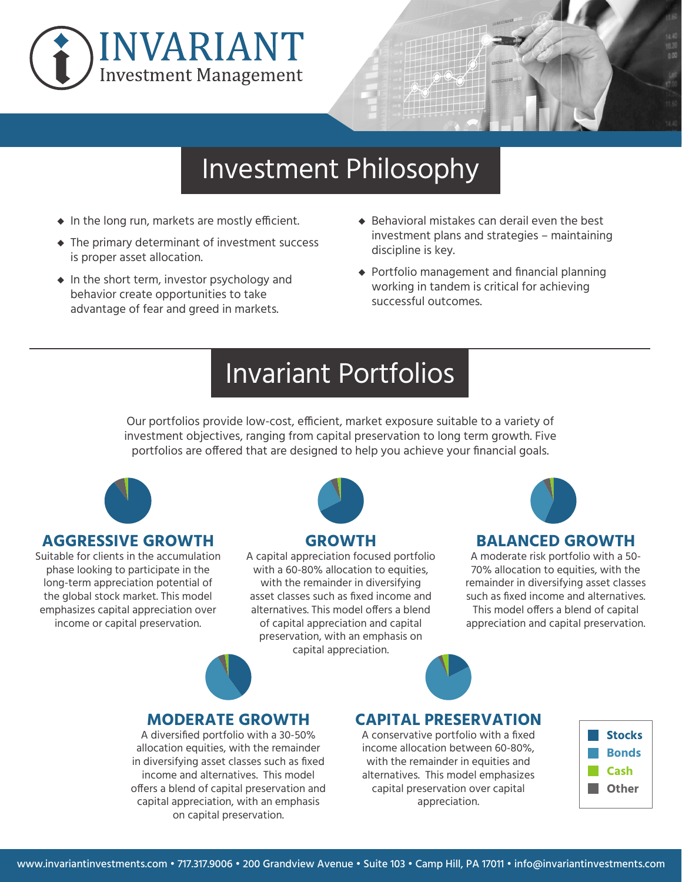# INVARIANT
Investment Management

## Investment Philosophy

- In the long run, markets are mostly efficient.
- The primary determinant of investment success is proper asset allocation.
- In the short term, investor psychology and behavior create opportunities to take advantage of fear and greed in markets.
- Behavioral mistakes can derail even the best investment plans and strategies – maintaining discipline is key.
- Portfolio management and financial planning working in tandem is critical for achieving successful outcomes.

## Invariant Portfolios

Our portfolios provide low-cost, efficient, market exposure suitable to a variety of investment objectives, ranging from capital preservation to long term growth. Five portfolios are offered that are designed to help you achieve your financial goals.

### AGGRESSIVE GROWTH

Suitable for clients in the accumulation phase looking to participate in the long-term appreciation potential of the global stock market. This model emphasizes capital appreciation over income or capital preservation.

### GROWTH

A capital appreciation focused portfolio with a 60-80% allocation to equities, with the remainder in diversifying asset classes such as fixed income and alternatives. This model offers a blend of capital appreciation and capital preservation, with an emphasis on capital appreciation.

### BALANCED GROWTH

A moderate risk portfolio with a 50-70% allocation to equities, with the remainder in diversifying asset classes such as fixed income and alternatives. This model offers a blend of capital appreciation and capital preservation.

### MODERATE GROWTH

A diversified portfolio with a 30-50% allocation equities, with the remainder in diversifying asset classes such as fixed income and alternatives. This model offers a blend of capital preservation and capital appreciation, with an emphasis on capital preservation.

### CAPITAL PRESERVATION

A conservative portfolio with a fixed income allocation between 60-80%, with the remainder in equities and alternatives. This model emphasizes capital preservation over capital appreciation.

- Stocks
- Bonds
- Cash
- Other

www.invariantinvestments.com • 717.317.9006 • 200 Grandview Avenue • Suite 103 • Camp Hill, PA 17011 • info@invariantinvestments.com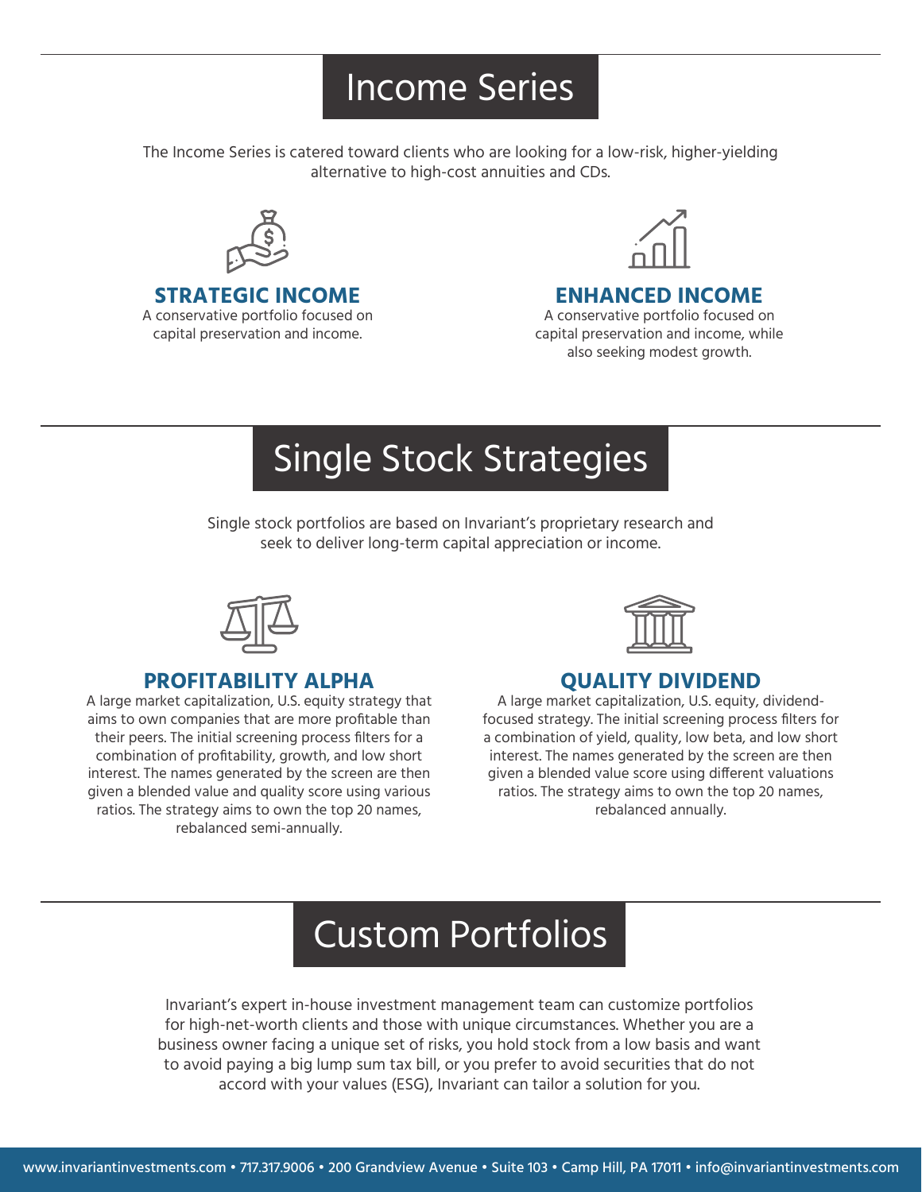# Income Series

The Income Series is catered toward clients who are looking for a low-risk, higher-yielding alternative to high-cost annuities and CDs.

### STRATEGIC INCOME

A conservative portfolio focused on capital preservation and income.

### ENHANCED INCOME

A conservative portfolio focused on capital preservation and income, while also seeking modest growth.

# Single Stock Strategies

Single stock portfolios are based on Invariant's proprietary research and seek to deliver long-term capital appreciation or income.

### PROFITABILITY ALPHA

A large market capitalization, U.S. equity strategy that aims to own companies that are more profitable than their peers. The initial screening process filters for a combination of profitability, growth, and low short interest. The names generated by the screen are then given a blended value and quality score using various ratios. The strategy aims to own the top 20 names, rebalanced semi-annually.

### QUALITY DIVIDEND

A large market capitalization, U.S. equity, dividend-focused strategy. The initial screening process filters for a combination of yield, quality, low beta, and low short interest. The names generated by the screen are then given a blended value score using different valuations ratios. The strategy aims to own the top 20 names, rebalanced annually.

# Custom Portfolios

Invariant's expert in-house investment management team can customize portfolios for high-net-worth clients and those with unique circumstances. Whether you are a business owner facing a unique set of risks, you hold stock from a low basis and want to avoid paying a big lump sum tax bill, or you prefer to avoid securities that do not accord with your values (ESG), Invariant can tailor a solution for you.

www.invariantinvestments.com • 717.317.9006 • 200 Grandview Avenue • Suite 103 • Camp Hill, PA 17011 • info@invariantinvestments.com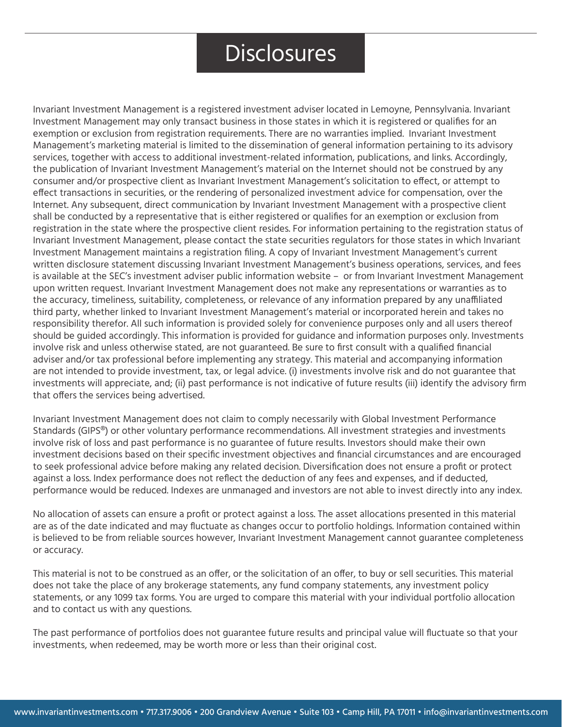# Disclosures

Invariant Investment Management is a registered investment adviser located in Lemoyne, Pennsylvania. Invariant Investment Management may only transact business in those states in which it is registered or qualifies for an exemption or exclusion from registration requirements. There are no warranties implied. Invariant Investment Management's marketing material is limited to the dissemination of general information pertaining to its advisory services, together with access to additional investment-related information, publications, and links. Accordingly, the publication of Invariant Investment Management's material on the Internet should not be construed by any consumer and/or prospective client as Invariant Investment Management's solicitation to effect, or attempt to effect transactions in securities, or the rendering of personalized investment advice for compensation, over the Internet. Any subsequent, direct communication by Invariant Investment Management with a prospective client shall be conducted by a representative that is either registered or qualifies for an exemption or exclusion from registration in the state where the prospective client resides. For information pertaining to the registration status of Invariant Investment Management, please contact the state securities regulators for those states in which Invariant Investment Management maintains a registration filing. A copy of Invariant Investment Management's current written disclosure statement discussing Invariant Investment Management's business operations, services, and fees is available at the SEC's investment adviser public information website – or from Invariant Investment Management upon written request. Invariant Investment Management does not make any representations or warranties as to the accuracy, timeliness, suitability, completeness, or relevance of any information prepared by any unaffiliated third party, whether linked to Invariant Investment Management's material or incorporated herein and takes no responsibility therefor. All such information is provided solely for convenience purposes only and all users thereof should be guided accordingly. This information is provided for guidance and information purposes only. Investments involve risk and unless otherwise stated, are not guaranteed. Be sure to first consult with a qualified financial adviser and/or tax professional before implementing any strategy. This material and accompanying information are not intended to provide investment, tax, or legal advice. (i) investments involve risk and do not guarantee that investments will appreciate, and; (ii) past performance is not indicative of future results (iii) identify the advisory firm that offers the services being advertised.

Invariant Investment Management does not claim to comply necessarily with Global Investment Performance Standards (GIPS®) or other voluntary performance recommendations. All investment strategies and investments involve risk of loss and past performance is no guarantee of future results. Investors should make their own investment decisions based on their specific investment objectives and financial circumstances and are encouraged to seek professional advice before making any related decision. Diversification does not ensure a profit or protect against a loss. Index performance does not reflect the deduction of any fees and expenses, and if deducted, performance would be reduced. Indexes are unmanaged and investors are not able to invest directly into any index.

No allocation of assets can ensure a profit or protect against a loss. The asset allocations presented in this material are as of the date indicated and may fluctuate as changes occur to portfolio holdings. Information contained within is believed to be from reliable sources however, Invariant Investment Management cannot guarantee completeness or accuracy.

This material is not to be construed as an offer, or the solicitation of an offer, to buy or sell securities. This material does not take the place of any brokerage statements, any fund company statements, any investment policy statements, or any 1099 tax forms. You are urged to compare this material with your individual portfolio allocation and to contact us with any questions.

The past performance of portfolios does not guarantee future results and principal value will fluctuate so that your investments, when redeemed, may be worth more or less than their original cost.

www.invariantinvestments.com • 717.317.9006 • 200 Grandview Avenue • Suite 103 • Camp Hill, PA 17011 • info@invariantinvestments.com